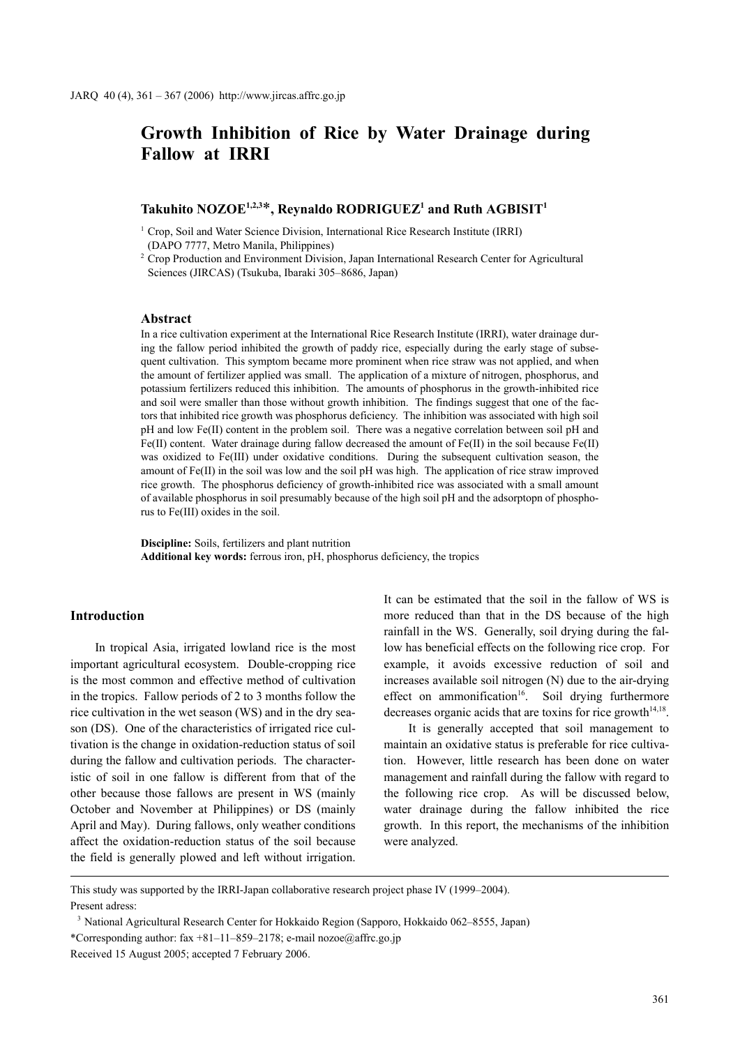# Growth Inhibition of Rice by Water Drainage during Fallow at IRRI

**Takuhito NOZOE[1,2,3]*, Reynaldo RODRIGUEZ[1] and Ruth AGBISIT[1]**

[1] Crop, Soil and Water Science Division, International Rice Research Institute (IRRI) (DAPO 7777, Metro Manila, Philippines)

[2] Crop Production and Environment Division, Japan International Research Center for Agricultural Sciences (JIRCAS) (Tsukuba, Ibaraki 305–8686, Japan)

### Abstract

In a rice cultivation experiment at the International Rice Research Institute (IRRI), water drainage during the fallow period inhibited the growth of paddy rice, especially during the early stage of subsequent cultivation. This symptom became more prominent when rice straw was not applied, and when the amount of fertilizer applied was small. The application of a mixture of nitrogen, phosphorus, and potassium fertilizers reduced this inhibition. The amounts of phosphorus in the growth-inhibited rice and soil were smaller than those without growth inhibition. The findings suggest that one of the factors that inhibited rice growth was phosphorus deficiency. The inhibition was associated with high soil pH and low Fe(II) content in the problem soil. There was a negative correlation between soil pH and Fe(II) content. Water drainage during fallow decreased the amount of Fe(II) in the soil because Fe(II) was oxidized to Fe(III) under oxidative conditions. During the subsequent cultivation season, the amount of Fe(II) in the soil was low and the soil pH was high. The application of rice straw improved rice growth. The phosphorus deficiency of growth-inhibited rice was associated with a small amount of available phosphorus in soil presumably because of the high soil pH and the adsorptopn of phosphorus to Fe(III) oxides in the soil.

**Discipline:** Soils, fertilizers and plant nutrition
**Additional key words:** ferrous iron, pH, phosphorus deficiency, the tropics

## Introduction

In tropical Asia, irrigated lowland rice is the most important agricultural ecosystem. Double-cropping rice is the most common and effective method of cultivation in the tropics. Fallow periods of 2 to 3 months follow the rice cultivation in the wet season (WS) and in the dry season (DS). One of the characteristics of irrigated rice cultivation is the change in oxidation-reduction status of soil during the fallow and cultivation periods. The characteristic of soil in one fallow is different from that of the other because those fallows are present in WS (mainly October and November at Philippines) or DS (mainly April and May). During fallows, only weather conditions affect the oxidation-reduction status of the soil because the field is generally plowed and left without irrigation. It can be estimated that the soil in the fallow of WS is more reduced than that in the DS because of the high rainfall in the WS. Generally, soil drying during the fallow has beneficial effects on the following rice crop. For example, it avoids excessive reduction of soil and increases available soil nitrogen (N) due to the air-drying effect on ammonification[16]. Soil drying furthermore decreases organic acids that are toxins for rice growth[14,18].

It is generally accepted that soil management to maintain an oxidative status is preferable for rice cultivation. However, little research has been done on water management and rainfall during the fallow with regard to the following rice crop. As will be discussed below, water drainage during the fallow inhibited the rice growth. In this report, the mechanisms of the inhibition were analyzed.

---

This study was supported by the IRRI-Japan collaborative research project phase IV (1999–2004).

Present adress:

[3] National Agricultural Research Center for Hokkaido Region (Sapporo, Hokkaido 062–8555, Japan)

*Corresponding author: fax +81–11–859–2178; e-mail nozoe@affrc.go.jp

Received 15 August 2005; accepted 7 February 2006.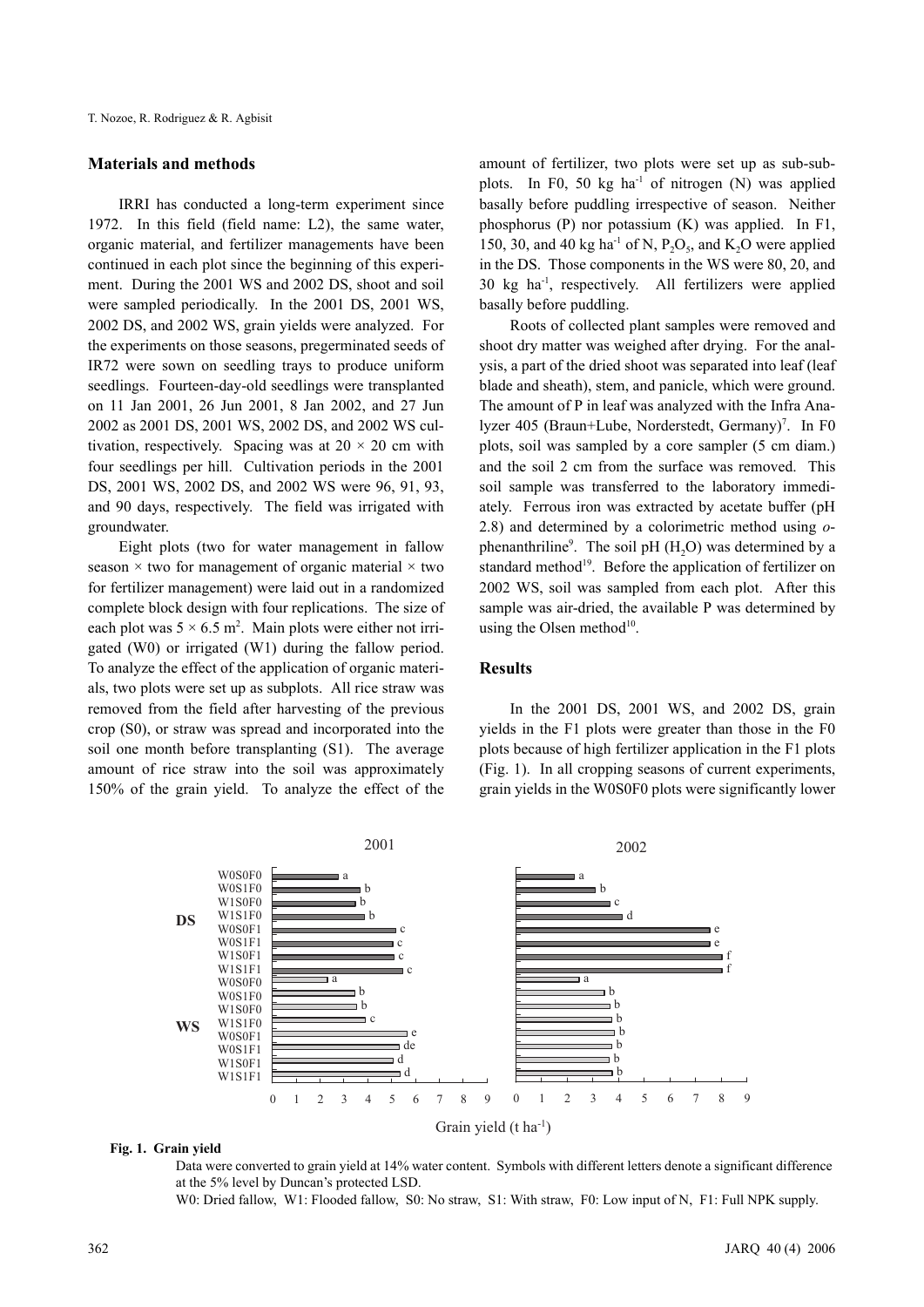## Materials and methods

IRRI has conducted a long-term experiment since 1972. In this field (field name: L2), the same water, organic material, and fertilizer managements have been continued in each plot since the beginning of this experiment. During the 2001 WS and 2002 DS, shoot and soil were sampled periodically. In the 2001 DS, 2001 WS, 2002 DS, and 2002 WS, grain yields were analyzed. For the experiments on those seasons, pregerminated seeds of IR72 were sown on seedling trays to produce uniform seedlings. Fourteen-day-old seedlings were transplanted on 11 Jan 2001, 26 Jun 2001, 8 Jan 2002, and 27 Jun 2002 as 2001 DS, 2001 WS, 2002 DS, and 2002 WS cultivation, respectively. Spacing was at 20 × 20 cm with four seedlings per hill. Cultivation periods in the 2001 DS, 2001 WS, 2002 DS, and 2002 WS were 96, 91, 93, and 90 days, respectively. The field was irrigated with groundwater.

Eight plots (two for water management in fallow season × two for management of organic material × two for fertilizer management) were laid out in a randomized complete block design with four replications. The size of each plot was 5 × 6.5 $m^2$. Main plots were either not irrigated (W0) or irrigated (W1) during the fallow period. To analyze the effect of the application of organic materials, two plots were set up as subplots. All rice straw was removed from the field after harvesting of the previous crop (S0), or straw was spread and incorporated into the soil one month before transplanting (S1). The average amount of rice straw into the soil was approximately 150% of the grain yield. To analyze the effect of the amount of fertilizer, two plots were set up as sub-sub-plots. In F0, 50 kg $ha^{-1}$ of nitrogen (N) was applied basally before puddling irrespective of season. Neither phosphorus (P) nor potassium (K) was applied. In F1, 150, 30, and 40 kg $ha^{-1}$ of N, $P_2O_5$, and $K_2O$ were applied in the DS. Those components in the WS were 80, 20, and 30 kg $ha^{-1}$, respectively. All fertilizers were applied basally before puddling.

Roots of collected plant samples were removed and shoot dry matter was weighed after drying. For the analysis, a part of the dried shoot was separated into leaf (leaf blade and sheath), stem, and panicle, which were ground. The amount of P in leaf was analyzed with the Infra Analyzer 405 (Braun+Lube, Norderstedt, Germany)[7]. In F0 plots, soil was sampled by a core sampler (5 cm diam.) and the soil 2 cm from the surface was removed. This soil sample was transferred to the laboratory immediately. Ferrous iron was extracted by acetate buffer (pH 2.8) and determined by a colorimetric method using *o*-phenanthriline[9]. The soil pH ($H_2O$) was determined by a standard method[19]. Before the application of fertilizer on 2002 WS, soil was sampled from each plot. After this sample was air-dried, the available P was determined by using the Olsen method[10].

## Results

In the 2001 DS, 2001 WS, and 2002 DS, grain yields in the F1 plots were greater than those in the F0 plots because of high fertilizer application in the F1 plots (Fig. 1). In all cropping seasons of current experiments, grain yields in the W0S0F0 plots were significantly lower

**Fig. 1. Grain yield**

Data were converted to grain yield at 14% water content. Symbols with different letters denote a significant difference at the 5% level by Duncan's protected LSD.

W0: Dried fallow, W1: Flooded fallow, S0: No straw, S1: With straw, F0: Low input of N, F1: Full NPK supply.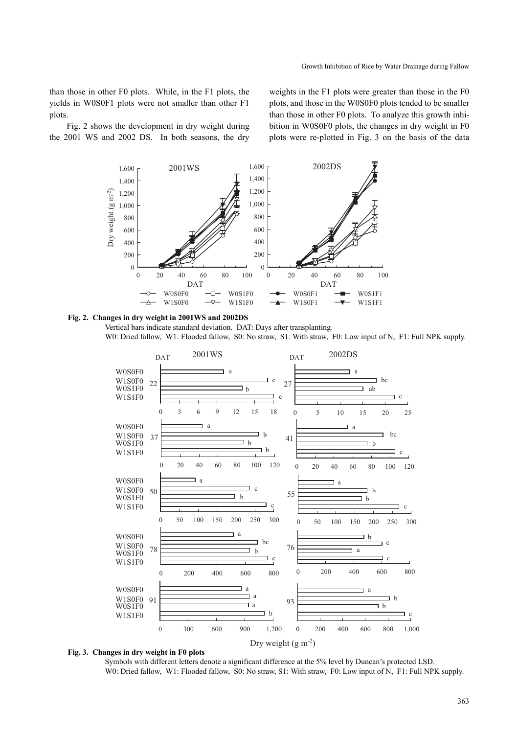than those in other F0 plots. While, in the F1 plots, the yields in W0S0F1 plots were not smaller than other F1 plots.

Fig. 2 shows the development in dry weight during the 2001 WS and 2002 DS. In both seasons, the dry weights in the F1 plots were greater than those in the F0 plots, and those in the W0S0F0 plots tended to be smaller than those in other F0 plots. To analyze this growth inhibition in W0S0F0 plots, the changes in dry weight in F0 plots were re-plotted in Fig. 3 on the basis of the data

**Fig. 2. Changes in dry weight in 2001WS and 2002DS**

Vertical bars indicate standard deviation. DAT: Days after transplanting.
W0: Dried fallow, W1: Flooded fallow, S0: No straw, S1: With straw, F0: Low input of N, F1: Full NPK supply.

**Fig. 3. Changes in dry weight in F0 plots**

Symbols with different letters denote a significant difference at the 5% level by Duncan's protected LSD.
W0: Dried fallow, W1: Flooded fallow, S0: No straw, S1: With straw, F0: Low input of N, F1: Full NPK supply.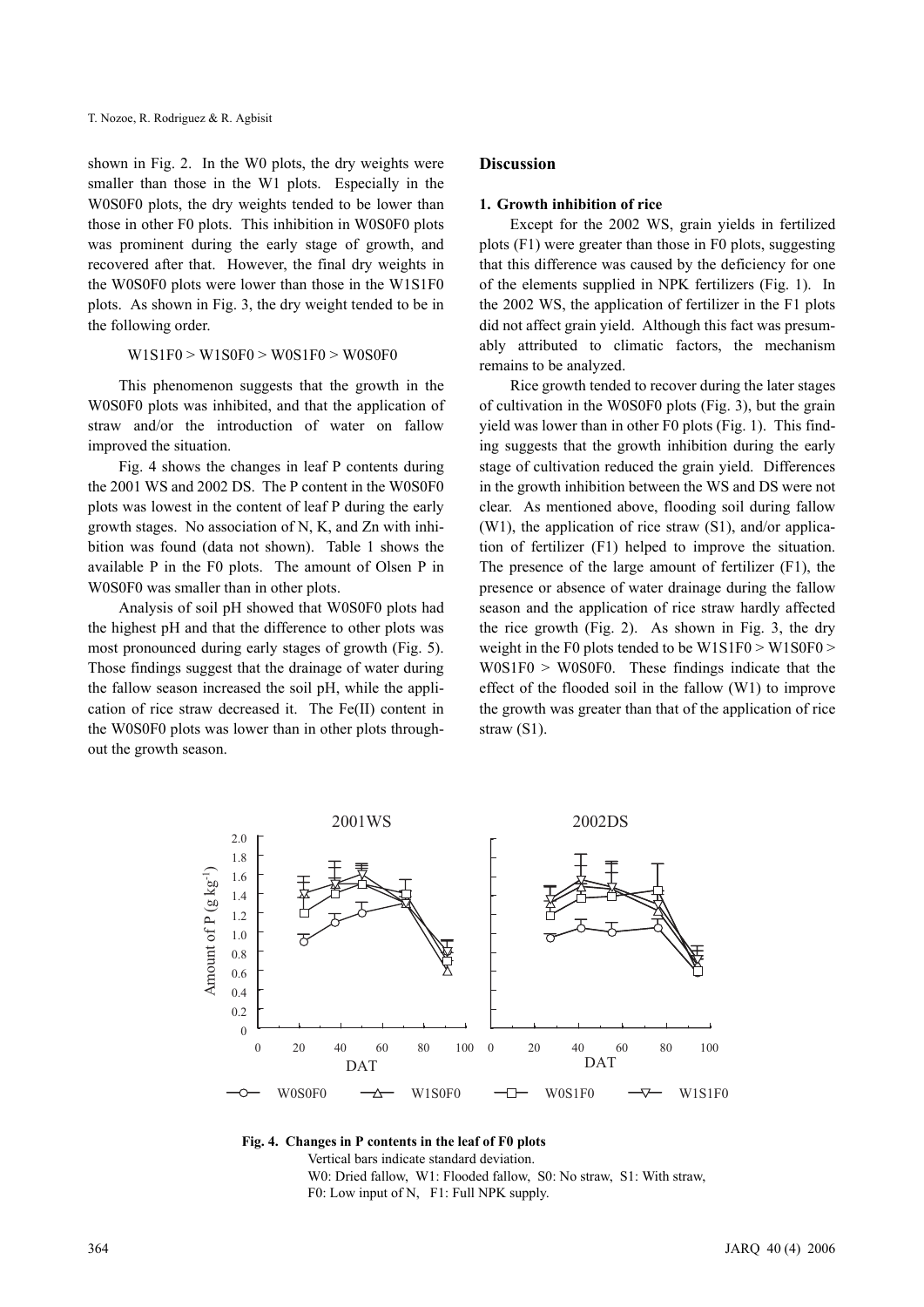shown in Fig. 2. In the W0 plots, the dry weights were smaller than those in the W1 plots. Especially in the W0S0F0 plots, the dry weights tended to be lower than those in other F0 plots. This inhibition in W0S0F0 plots was prominent during the early stage of growth, and recovered after that. However, the final dry weights in the W0S0F0 plots were lower than those in the W1S1F0 plots. As shown in Fig. 3, the dry weight tended to be in the following order.

W1S1F0 > W1S0F0 > W0S1F0 > W0S0F0

This phenomenon suggests that the growth in the W0S0F0 plots was inhibited, and that the application of straw and/or the introduction of water on fallow improved the situation.

Fig. 4 shows the changes in leaf P contents during the 2001 WS and 2002 DS. The P content in the W0S0F0 plots was lowest in the content of leaf P during the early growth stages. No association of N, K, and Zn with inhibition was found (data not shown). Table 1 shows the available P in the F0 plots. The amount of Olsen P in W0S0F0 was smaller than in other plots.

Analysis of soil pH showed that W0S0F0 plots had the highest pH and that the difference to other plots was most pronounced during early stages of growth (Fig. 5). Those findings suggest that the drainage of water during the fallow season increased the soil pH, while the application of rice straw decreased it. The Fe(II) content in the W0S0F0 plots was lower than in other plots throughout the growth season.

## Discussion

### 1. Growth inhibition of rice

Except for the 2002 WS, grain yields in fertilized plots (F1) were greater than those in F0 plots, suggesting that this difference was caused by the deficiency for one of the elements supplied in NPK fertilizers (Fig. 1). In the 2002 WS, the application of fertilizer in the F1 plots did not affect grain yield. Although this fact was presumably attributed to climatic factors, the mechanism remains to be analyzed.

Rice growth tended to recover during the later stages of cultivation in the W0S0F0 plots (Fig. 3), but the grain yield was lower than in other F0 plots (Fig. 1). This finding suggests that the growth inhibition during the early stage of cultivation reduced the grain yield. Differences in the growth inhibition between the WS and DS were not clear. As mentioned above, flooding soil during fallow (W1), the application of rice straw (S1), and/or application of fertilizer (F1) helped to improve the situation. The presence of the large amount of fertilizer (F1), the presence or absence of water drainage during the fallow season and the application of rice straw hardly affected the rice growth (Fig. 2). As shown in Fig. 3, the dry weight in the F0 plots tended to be W1S1F0 > W1S0F0 > W0S1F0 > W0S0F0. These findings indicate that the effect of the flooded soil in the fallow (W1) to improve the growth was greater than that of the application of rice straw (S1).

**Fig. 4. Changes in P contents in the leaf of F0 plots**
Vertical bars indicate standard deviation.
W0: Dried fallow, W1: Flooded fallow, S0: No straw, S1: With straw,
F0: Low input of N, F1: Full NPK supply.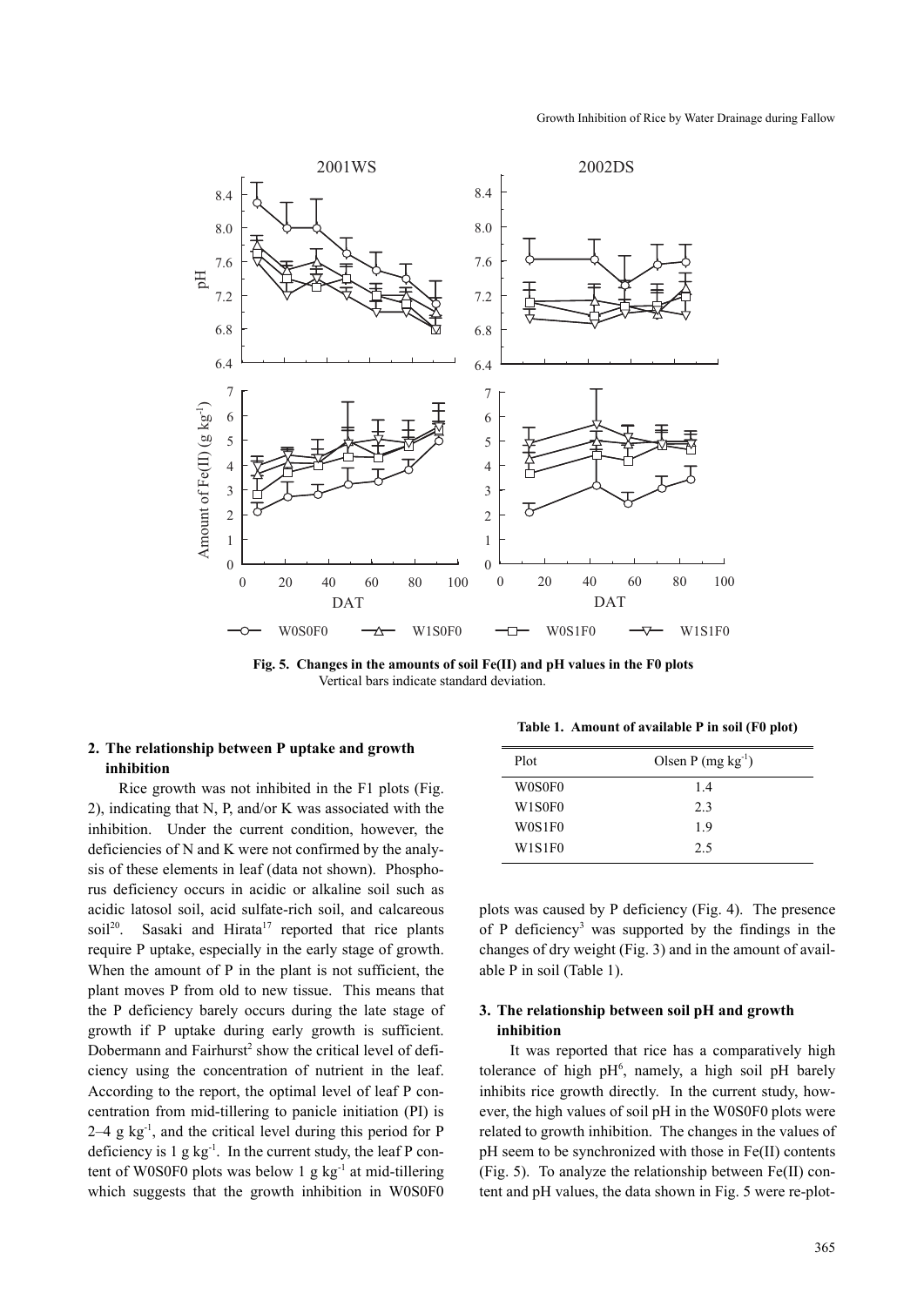Fig. 5. Changes in the amounts of soil Fe(II) and pH values in the F0 plots

Vertical bars indicate standard deviation.

## 2. The relationship between P uptake and growth inhibition

Rice growth was not inhibited in the F1 plots (Fig. 2), indicating that N, P, and/or K was associated with the inhibition. Under the current condition, however, the deficiencies of N and K were not confirmed by the analysis of these elements in leaf (data not shown). Phosphorus deficiency occurs in acidic or alkaline soil such as acidic latosol soil, acid sulfate-rich soil, and calcareous soil[20]. Sasaki and Hirata[17] reported that rice plants require P uptake, especially in the early stage of growth. When the amount of P in the plant is not sufficient, the plant moves P from old to new tissue. This means that the P deficiency barely occurs during the late stage of growth if P uptake during early growth is sufficient. Dobermann and Fairhurst[2] show the critical level of deficiency using the concentration of nutrient in the leaf. According to the report, the optimal level of leaf P concentration from mid-tillering to panicle initiation (PI) is 2–4 g $kg^{-1}$, and the critical level during this period for P deficiency is 1 g $kg^{-1}$. In the current study, the leaf P content of W0S0F0 plots was below 1 g $kg^{-1}$ at mid-tillering which suggests that the growth inhibition in W0S0F0 plots was caused by P deficiency (Fig. 4). The presence of P deficiency[3] was supported by the findings in the changes of dry weight (Fig. 3) and in the amount of available P in soil (Table 1).

**Table 1. Amount of available P in soil (F0 plot)**

| Plot | Olsen P (mg $kg^{-1}$) |
|---|---|
| W0S0F0 | 1.4 |
| W1S0F0 | 2.3 |
| W0S1F0 | 1.9 |
| W1S1F0 | 2.5 |

## 3. The relationship between soil pH and growth inhibition

It was reported that rice has a comparatively high tolerance of high pH[6], namely, a high soil pH barely inhibits rice growth directly. In the current study, however, the high values of soil pH in the W0S0F0 plots were related to growth inhibition. The changes in the values of pH seem to be synchronized with those in Fe(II) contents (Fig. 5). To analyze the relationship between Fe(II) content and pH values, the data shown in Fig. 5 were re-plot-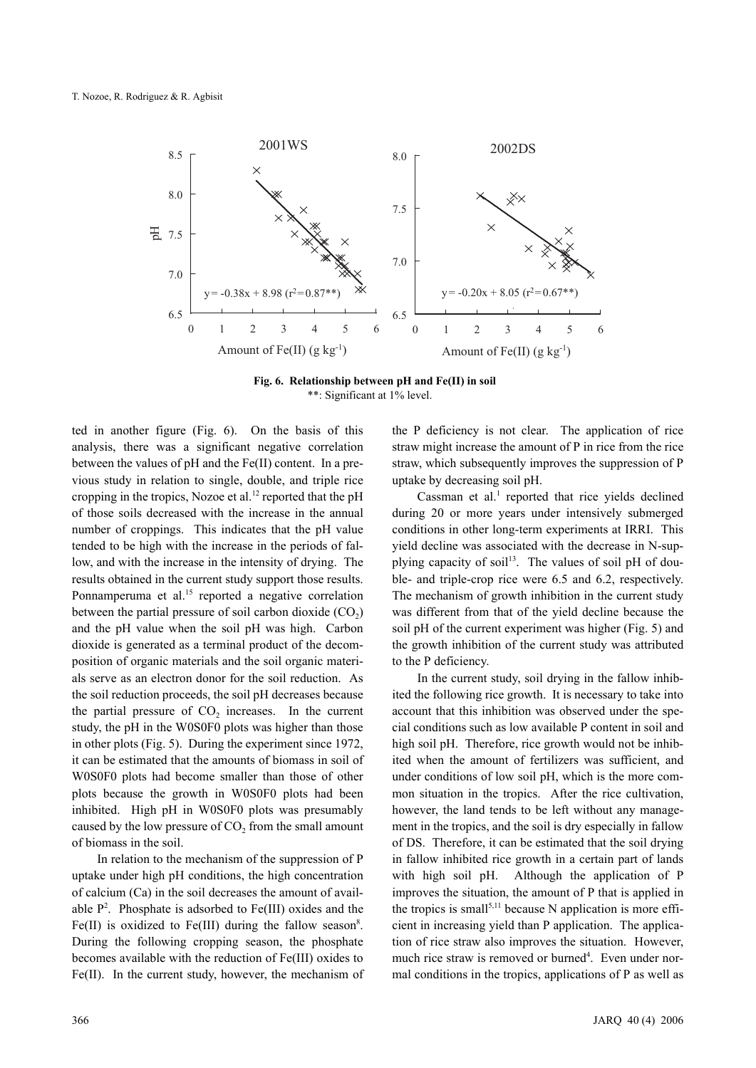Fig. 6. Relationship between pH and Fe(II) in soil

**: Significant at 1% level.

ted in another figure (Fig. 6). On the basis of this analysis, there was a significant negative correlation between the values of pH and the Fe(II) content. In a previous study in relation to single, double, and triple rice cropping in the tropics, Nozoe et al.[12] reported that the pH of those soils decreased with the increase in the annual number of croppings. This indicates that the pH value tended to be high with the increase in the periods of fallow, and with the increase in the intensity of drying. The results obtained in the current study support those results. Ponnamperuma et al.[15] reported a negative correlation between the partial pressure of soil carbon dioxide ($CO_2$) and the pH value when the soil pH was high. Carbon dioxide is generated as a terminal product of the decomposition of organic materials and the soil organic materials serve as an electron donor for the soil reduction. As the soil reduction proceeds, the soil pH decreases because the partial pressure of $CO_2$ increases. In the current study, the pH in the W0S0F0 plots was higher than those in other plots (Fig. 5). During the experiment since 1972, it can be estimated that the amounts of biomass in soil of W0S0F0 plots had become smaller than those of other plots because the growth in W0S0F0 plots had been inhibited. High pH in W0S0F0 plots was presumably caused by the low pressure of $CO_2$ from the small amount of biomass in the soil.

In relation to the mechanism of the suppression of P uptake under high pH conditions, the high concentration of calcium (Ca) in the soil decreases the amount of available P[2]. Phosphate is adsorbed to Fe(III) oxides and the Fe(II) is oxidized to Fe(III) during the fallow season[8]. During the following cropping season, the phosphate becomes available with the reduction of Fe(III) oxides to Fe(II). In the current study, however, the mechanism of the P deficiency is not clear. The application of rice straw might increase the amount of P in rice from the rice straw, which subsequently improves the suppression of P uptake by decreasing soil pH.

Cassman et al.[1] reported that rice yields declined during 20 or more years under intensively submerged conditions in other long-term experiments at IRRI. This yield decline was associated with the decrease in N-supplying capacity of soil[13]. The values of soil pH of double- and triple-crop rice were 6.5 and 6.2, respectively. The mechanism of growth inhibition in the current study was different from that of the yield decline because the soil pH of the current experiment was higher (Fig. 5) and the growth inhibition of the current study was attributed to the P deficiency.

In the current study, soil drying in the fallow inhibited the following rice growth. It is necessary to take into account that this inhibition was observed under the special conditions such as low available P content in soil and high soil pH. Therefore, rice growth would not be inhibited when the amount of fertilizers was sufficient, and under conditions of low soil pH, which is the more common situation in the tropics. After the rice cultivation, however, the land tends to be left without any management in the tropics, and the soil is dry especially in fallow of DS. Therefore, it can be estimated that the soil drying in fallow inhibited rice growth in a certain part of lands with high soil pH. Although the application of P improves the situation, the amount of P that is applied in the tropics is small[5,11] because N application is more efficient in increasing yield than P application. The application of rice straw also improves the situation. However, much rice straw is removed or burned[4]. Even under normal conditions in the tropics, applications of P as well as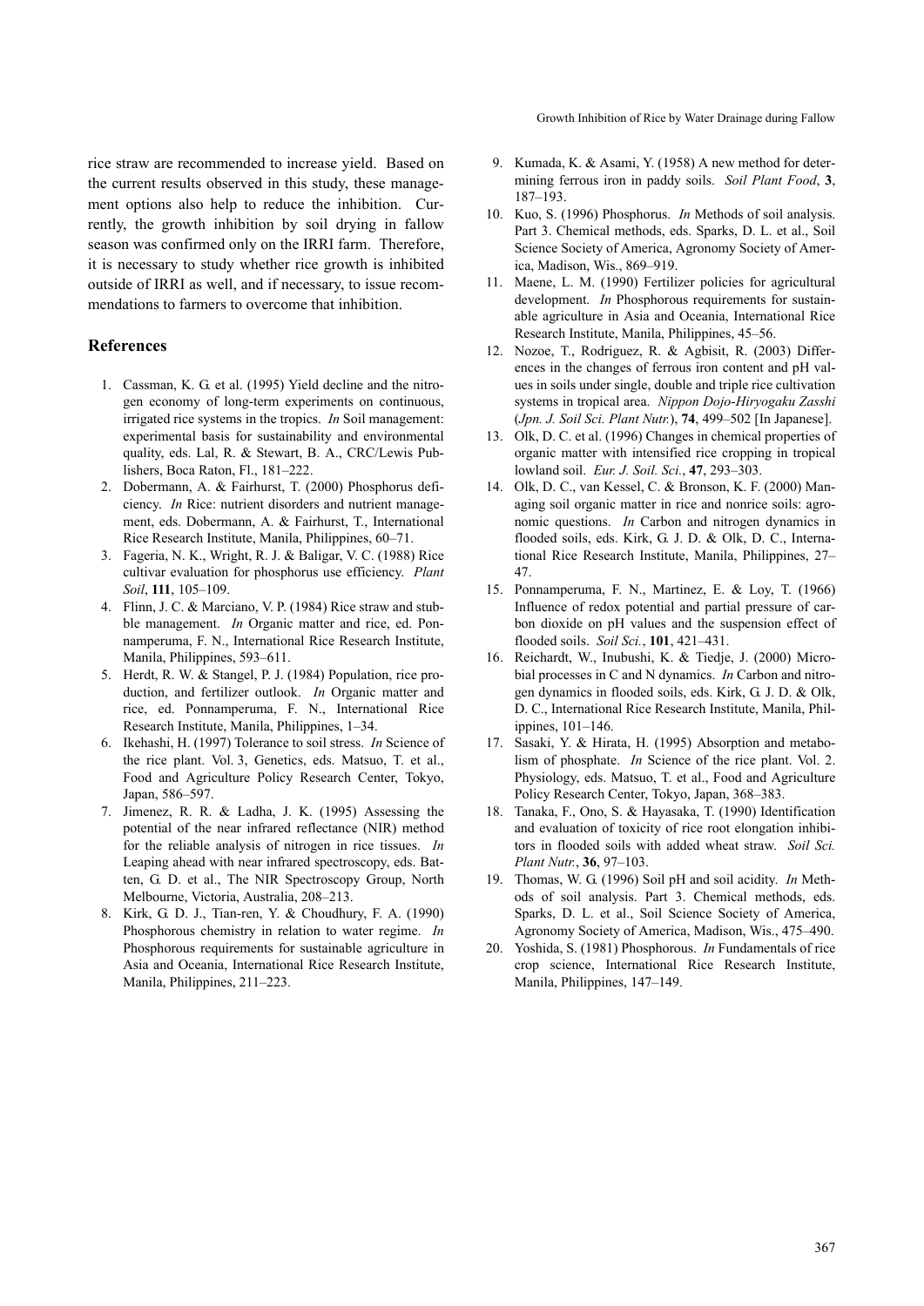rice straw are recommended to increase yield. Based on the current results observed in this study, these management options also help to reduce the inhibition. Currently, the growth inhibition by soil drying in fallow season was confirmed only on the IRRI farm. Therefore, it is necessary to study whether rice growth is inhibited outside of IRRI as well, and if necessary, to issue recommendations to farmers to overcome that inhibition.

## References

1. Cassman, K. G. et al. (1995) Yield decline and the nitrogen economy of long-term experiments on continuous, irrigated rice systems in the tropics. *In* Soil management: experimental basis for sustainability and environmental quality, eds. Lal, R. & Stewart, B. A., CRC/Lewis Publishers, Boca Raton, Fl., 181–222.
2. Dobermann, A. & Fairhurst, T. (2000) Phosphorus deficiency. *In* Rice: nutrient disorders and nutrient management, eds. Dobermann, A. & Fairhurst, T., International Rice Research Institute, Manila, Philippines, 60–71.
3. Fageria, N. K., Wright, R. J. & Baligar, V. C. (1988) Rice cultivar evaluation for phosphorus use efficiency. *Plant Soil*, **111**, 105–109.
4. Flinn, J. C. & Marciano, V. P. (1984) Rice straw and stubble management. *In* Organic matter and rice, ed. Ponnamperuma, F. N., International Rice Research Institute, Manila, Philippines, 593–611.
5. Herdt, R. W. & Stangel, P. J. (1984) Population, rice production, and fertilizer outlook. *In* Organic matter and rice, ed. Ponnamperuma, F. N., International Rice Research Institute, Manila, Philippines, 1–34.
6. Ikehashi, H. (1997) Tolerance to soil stress. *In* Science of the rice plant. Vol. 3, Genetics, eds. Matsuo, T. et al., Food and Agriculture Policy Research Center, Tokyo, Japan, 586–597.
7. Jimenez, R. R. & Ladha, J. K. (1995) Assessing the potential of the near infrared reflectance (NIR) method for the reliable analysis of nitrogen in rice tissues. *In* Leaping ahead with near infrared spectroscopy, eds. Batten, G. D. et al., The NIR Spectroscopy Group, North Melbourne, Victoria, Australia, 208–213.
8. Kirk, G. D. J., Tian-ren, Y. & Choudhury, F. A. (1990) Phosphorous chemistry in relation to water regime. *In* Phosphorous requirements for sustainable agriculture in Asia and Oceania, International Rice Research Institute, Manila, Philippines, 211–223.
9. Kumada, K. & Asami, Y. (1958) A new method for determining ferrous iron in paddy soils. *Soil Plant Food*, **3**, 187–193.
10. Kuo, S. (1996) Phosphorus. *In* Methods of soil analysis. Part 3. Chemical methods, eds. Sparks, D. L. et al., Soil Science Society of America, Agronomy Society of America, Madison, Wis., 869–919.
11. Maene, L. M. (1990) Fertilizer policies for agricultural development. *In* Phosphorous requirements for sustainable agriculture in Asia and Oceania, International Rice Research Institute, Manila, Philippines, 45–56.
12. Nozoe, T., Rodriguez, R. & Agbisit, R. (2003) Differences in the changes of ferrous iron content and pH values in soils under single, double and triple rice cultivation systems in tropical area. *Nippon Dojo-Hiryogaku Zasshi* (*Jpn. J. Soil Sci. Plant Nutr.*), **74**, 499–502 [In Japanese].
13. Olk, D. C. et al. (1996) Changes in chemical properties of organic matter with intensified rice cropping in tropical lowland soil. *Eur. J. Soil. Sci.*, **47**, 293–303.
14. Olk, D. C., van Kessel, C. & Bronson, K. F. (2000) Managing soil organic matter in rice and nonrice soils: agronomic questions. *In* Carbon and nitrogen dynamics in flooded soils, eds. Kirk, G. J. D. & Olk, D. C., International Rice Research Institute, Manila, Philippines, 27–47.
15. Ponnamperuma, F. N., Martinez, E. & Loy, T. (1966) Influence of redox potential and partial pressure of carbon dioxide on pH values and the suspension effect of flooded soils. *Soil Sci.*, **101**, 421–431.
16. Reichardt, W., Inubushi, K. & Tiedje, J. (2000) Microbial processes in C and N dynamics. *In* Carbon and nitrogen dynamics in flooded soils, eds. Kirk, G. J. D. & Olk, D. C., International Rice Research Institute, Manila, Philippines, 101–146.
17. Sasaki, Y. & Hirata, H. (1995) Absorption and metabolism of phosphate. *In* Science of the rice plant. Vol. 2. Physiology, eds. Matsuo, T. et al., Food and Agriculture Policy Research Center, Tokyo, Japan, 368–383.
18. Tanaka, F., Ono, S. & Hayasaka, T. (1990) Identification and evaluation of toxicity of rice root elongation inhibitors in flooded soils with added wheat straw. *Soil Sci. Plant Nutr.*, **36**, 97–103.
19. Thomas, W. G. (1996) Soil pH and soil acidity. *In* Methods of soil analysis. Part 3. Chemical methods, eds. Sparks, D. L. et al., Soil Science Society of America, Agronomy Society of America, Madison, Wis., 475–490.
20. Yoshida, S. (1981) Phosphorous. *In* Fundamentals of rice crop science, International Rice Research Institute, Manila, Philippines, 147–149.